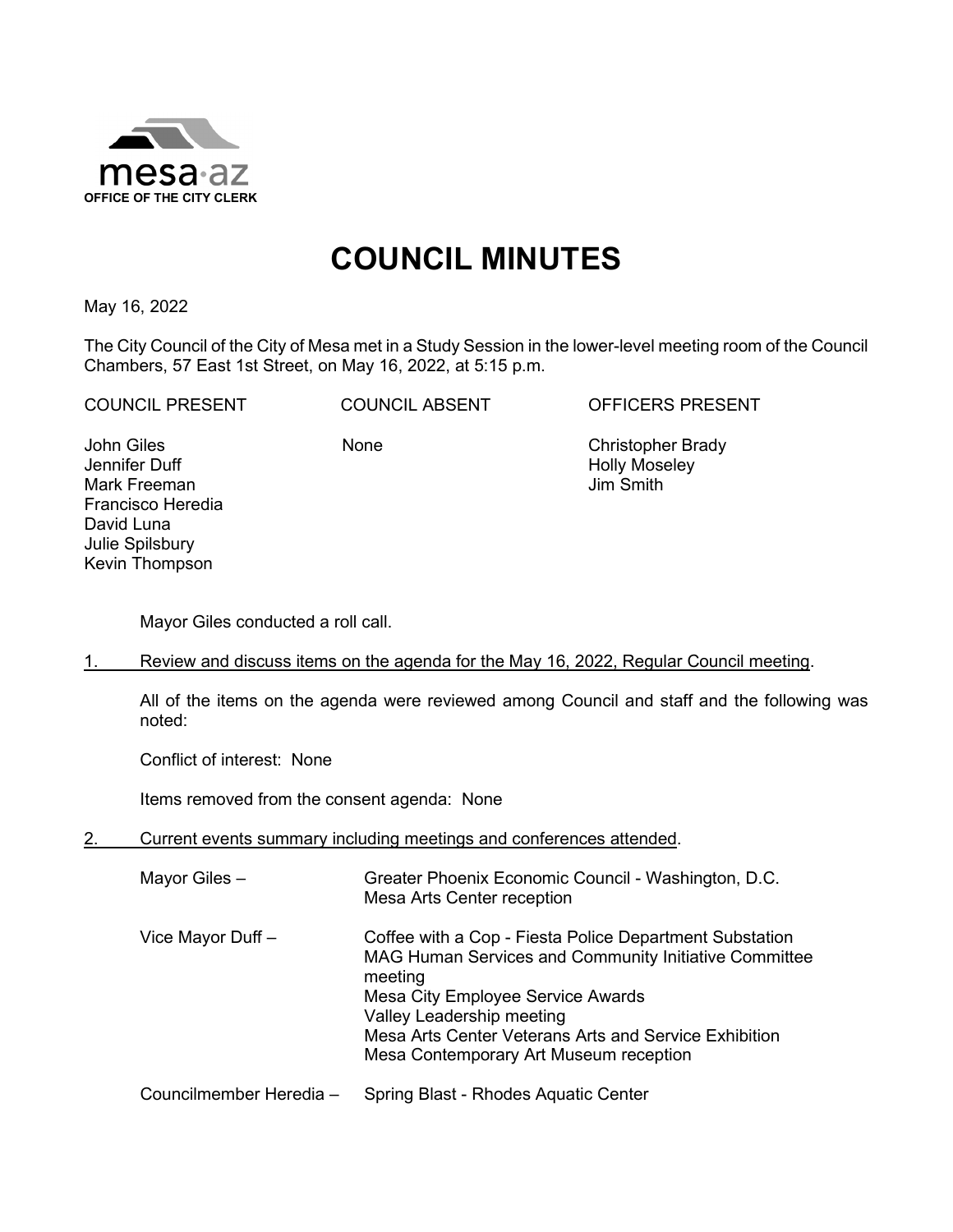mesa·az
OFFICE OF THE CITY CLERK

# COUNCIL MINUTES

May 16, 2022

The City Council of the City of Mesa met in a Study Session in the lower-level meeting room of the Council Chambers, 57 East 1st Street, on May 16, 2022, at 5:15 p.m.

| COUNCIL PRESENT | COUNCIL ABSENT | OFFICERS PRESENT |
|---|---|---|
| John Giles<br>Jennifer Duff<br>Mark Freeman<br>Francisco Heredia<br>David Luna<br>Julie Spilsbury<br>Kevin Thompson | None | Christopher Brady<br>Holly Moseley<br>Jim Smith |

Mayor Giles conducted a roll call.

1. Review and discuss items on the agenda for the May 16, 2022, Regular Council meeting.

   All of the items on the agenda were reviewed among Council and staff and the following was noted:

   Conflict of interest: None

   Items removed from the consent agenda: None

2. Current events summary including meetings and conferences attended.

   Mayor Giles – Greater Phoenix Economic Council - Washington, D.C.
   Mesa Arts Center reception

   Vice Mayor Duff – Coffee with a Cop - Fiesta Police Department Substation
   MAG Human Services and Community Initiative Committee meeting
   Mesa City Employee Service Awards
   Valley Leadership meeting
   Mesa Arts Center Veterans Arts and Service Exhibition
   Mesa Contemporary Art Museum reception

   Councilmember Heredia – Spring Blast - Rhodes Aquatic Center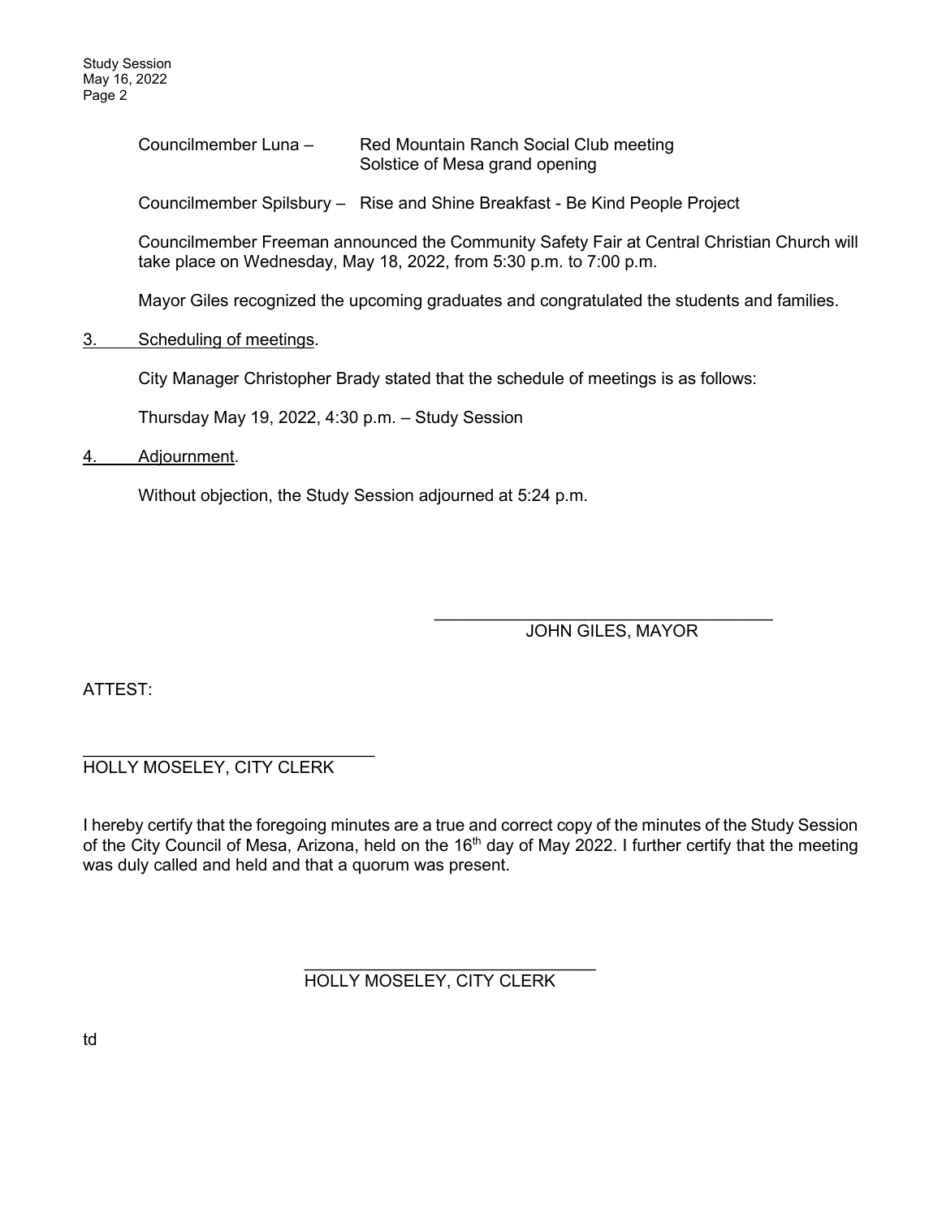Councilmember Luna – Red Mountain Ranch Social Club meeting
Solstice of Mesa grand opening

Councilmember Spilsbury – Rise and Shine Breakfast - Be Kind People Project

Councilmember Freeman announced the Community Safety Fair at Central Christian Church will take place on Wednesday, May 18, 2022, from 5:30 p.m. to 7:00 p.m.

Mayor Giles recognized the upcoming graduates and congratulated the students and families.

3. Scheduling of meetings.

City Manager Christopher Brady stated that the schedule of meetings is as follows:

Thursday May 19, 2022, 4:30 p.m. – Study Session

4. Adjournment.

Without objection, the Study Session adjourned at 5:24 p.m.

\_\_\_\_\_\_\_\_\_\_\_\_\_\_\_\_\_\_\_\_\_\_\_\_\_\_\_\_\_\_\_\_\_\_\_\_\_\_

JOHN GILES, MAYOR

ATTEST:

\_\_\_\_\_\_\_\_\_\_\_\_\_\_\_\_\_\_\_\_\_\_\_\_\_\_\_\_\_\_\_\_\_\_

HOLLY MOSELEY, CITY CLERK

I hereby certify that the foregoing minutes are a true and correct copy of the minutes of the Study Session of the City Council of Mesa, Arizona, held on the 16th day of May 2022. I further certify that the meeting was duly called and held and that a quorum was present.

\_\_\_\_\_\_\_\_\_\_\_\_\_\_\_\_\_\_\_\_\_\_\_\_\_\_\_\_\_\_\_\_\_\_

HOLLY MOSELEY, CITY CLERK

td